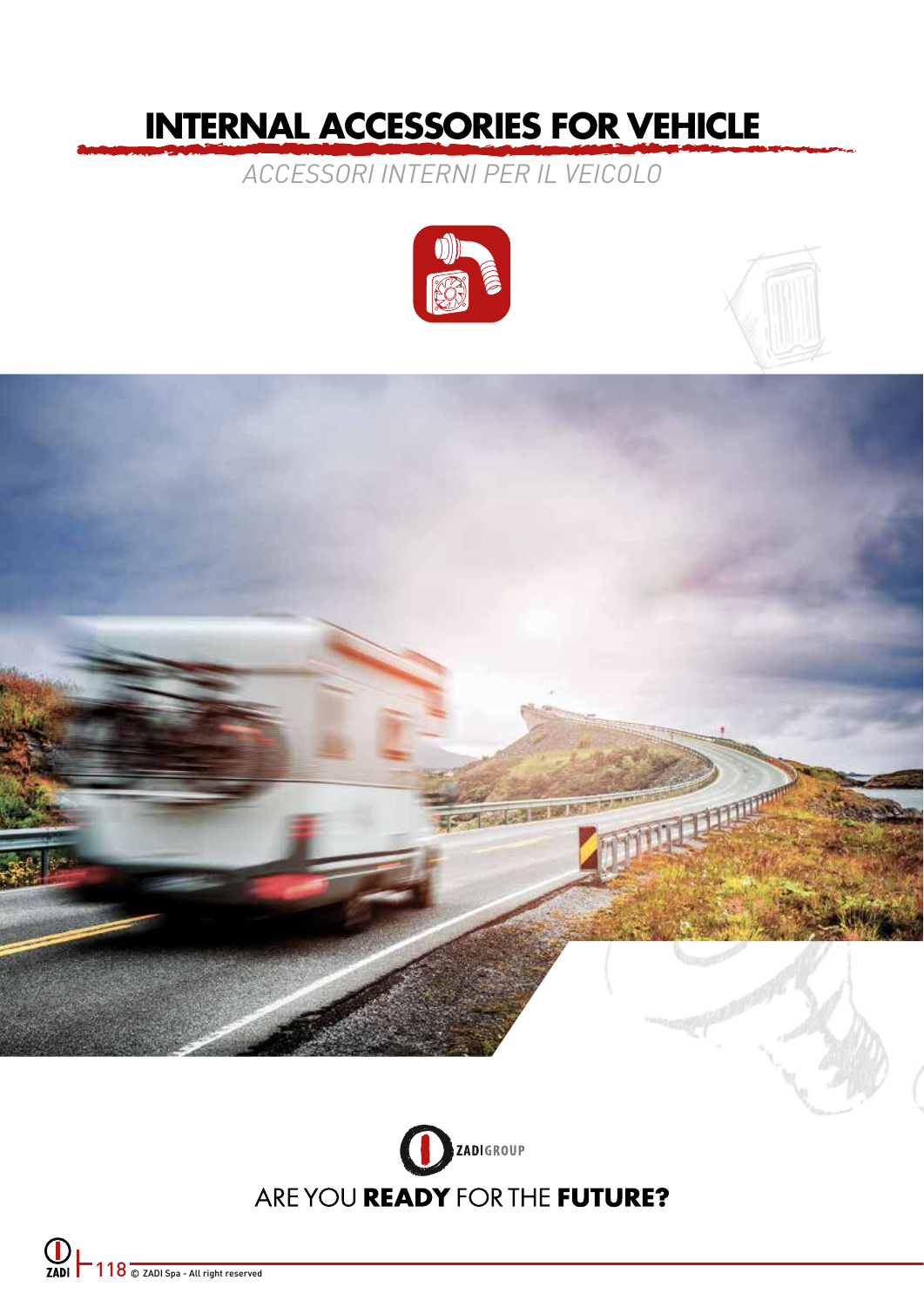# INTERNAL ACCESSORIES FOR VEHICLE

*ACCESSORI INTERNI PER IL VEICOLO*

ZADI GROUP

ARE YOU **READY** FOR THE **FUTURE?**

© ZADI Spa - All right reserved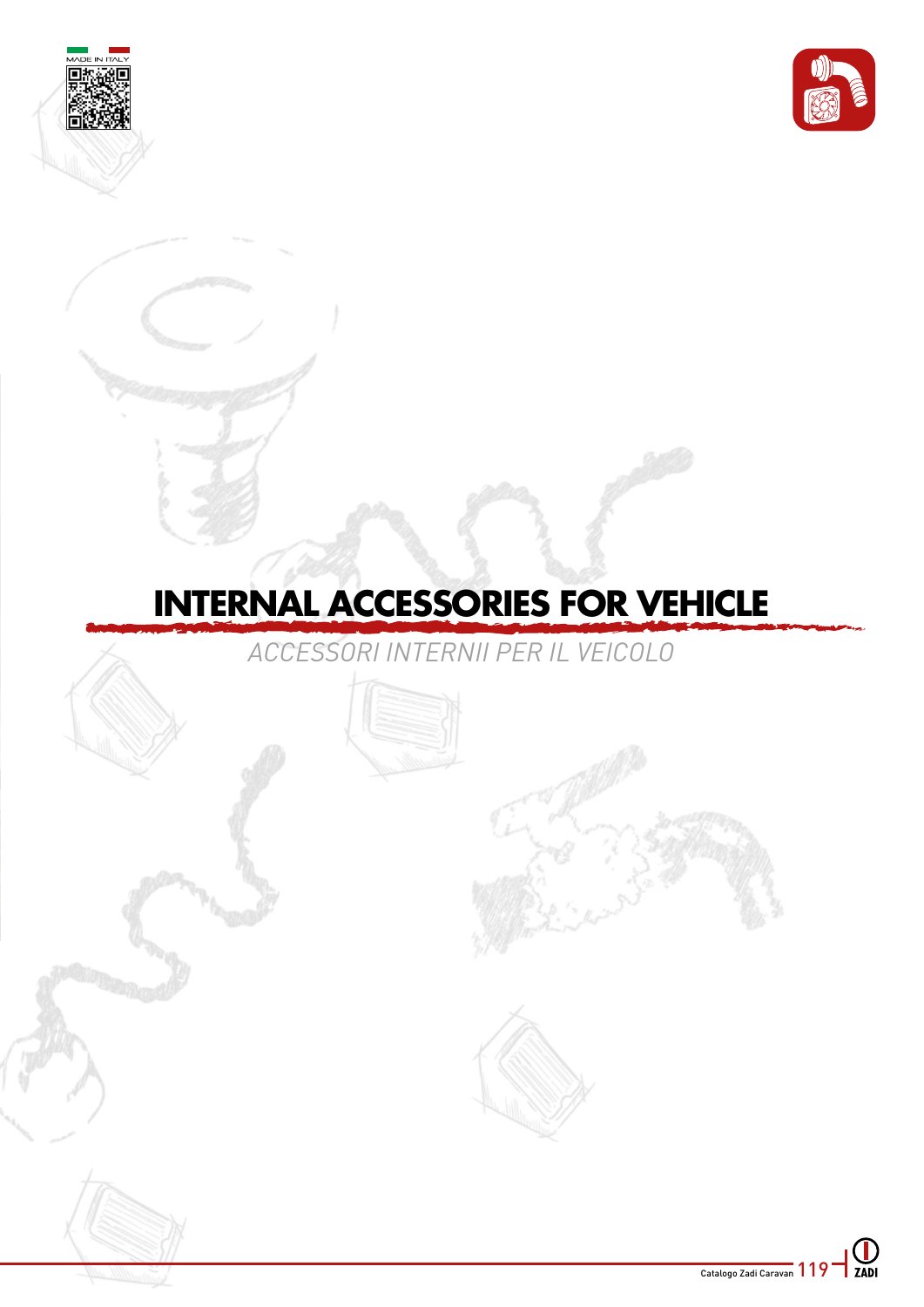# INTERNAL ACCESSORIES FOR VEHICLE

*ACCESSORI INTERNII PER IL VEICOLO*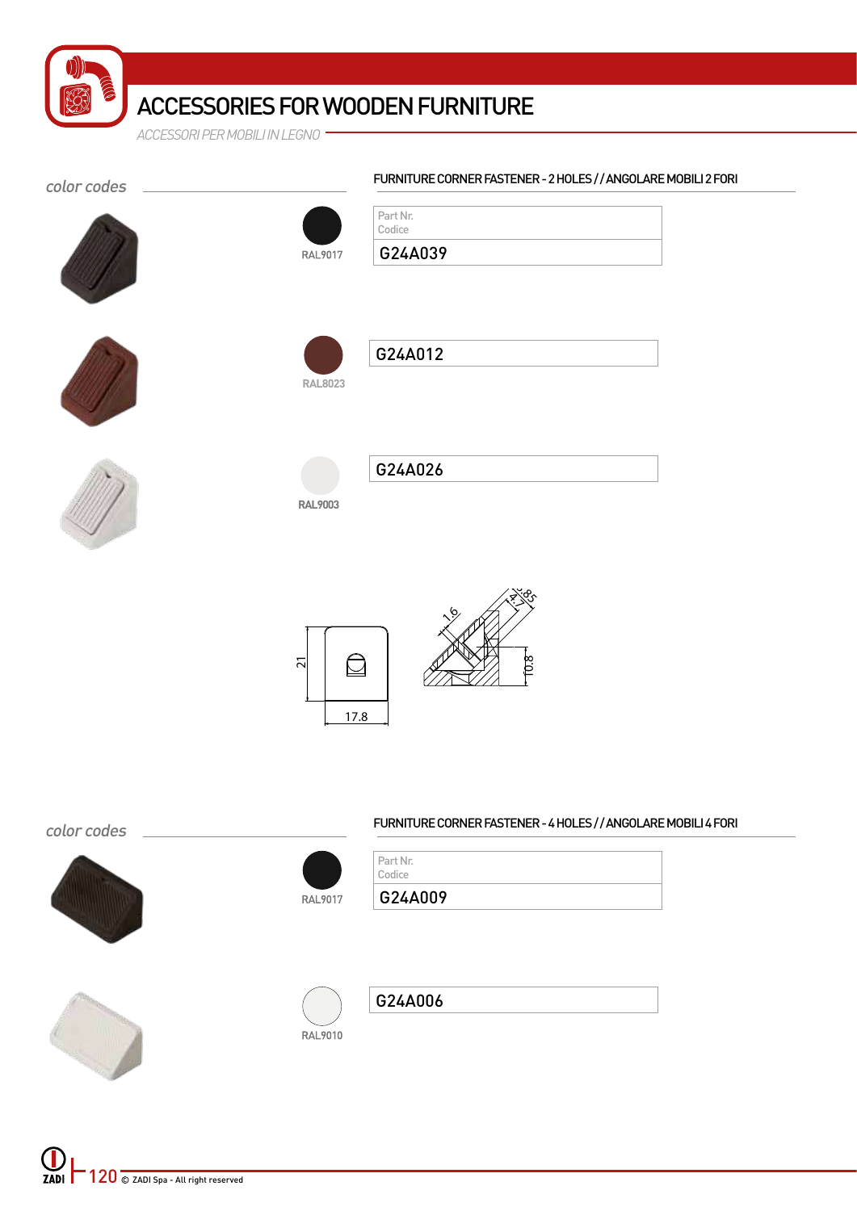# ACCESSORIES FOR WOODEN FURNITURE

*ACCESSORI PER MOBILI IN LEGNO*

## FURNITURE CORNER FASTENER - 2 HOLES // ANGOLARE MOBILI 2 FORI

*color codes*

| color codes | Part Nr. Codice |
| --- | --- |
| RAL9017 | G24A039 |
| RAL8023 | G24A012 |
| RAL9003 | G24A026 |

21
17.8
1.6
4.7
3.85
10.8

## FURNITURE CORNER FASTENER - 4 HOLES // ANGOLARE MOBILI 4 FORI

*color codes*

| color codes | Part Nr. Codice |
| --- | --- |
| RAL9017 | G24A009 |
| RAL9010 | G24A006 |

© ZADI Spa - All right reserved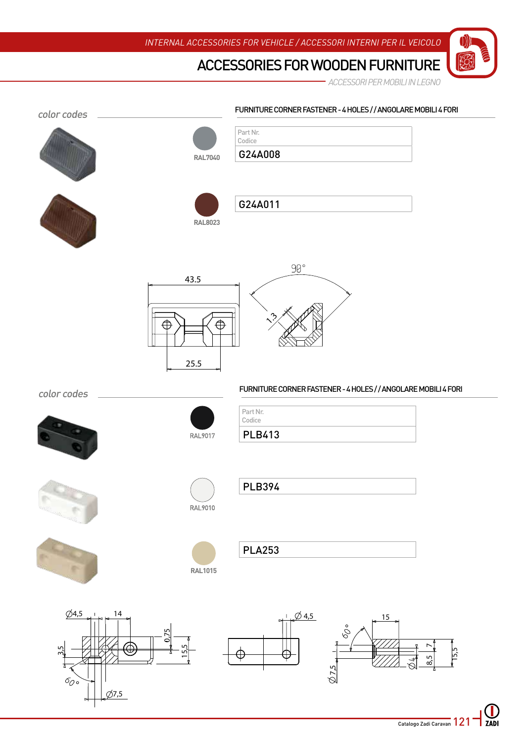INTERNAL ACCESSORIES FOR VEHICLE / ACCESSORI INTERNI PER IL VEICOLO

# ACCESSORIES FOR WOODEN FURNITURE

ACCESSORI PER MOBILI IN LEGNO

*color codes*

## FURNITURE CORNER FASTENER - 4 HOLES / / ANGOLARE MOBILI 4 FORI

| Color | Part Nr. Codice |
|---|---|
| RAL7040 | G24A008 |
| RAL8023 | G24A011 |

43.5

25.5

90°

1.3

*color codes*

## FURNITURE CORNER FASTENER - 4 HOLES / / ANGOLARE MOBILI 4 FORI

| Color | Part Nr. Codice |
|---|---|
| RAL9017 | PLB413 |
| RAL9010 | PLB394 |
| RAL1015 | PLA253 |

Ø4,5
14
3,5
0,75
15,5
60°
Ø7,5

Ø 4,5

15
60°
Ø7,5
Ø4
8,5
7
15,5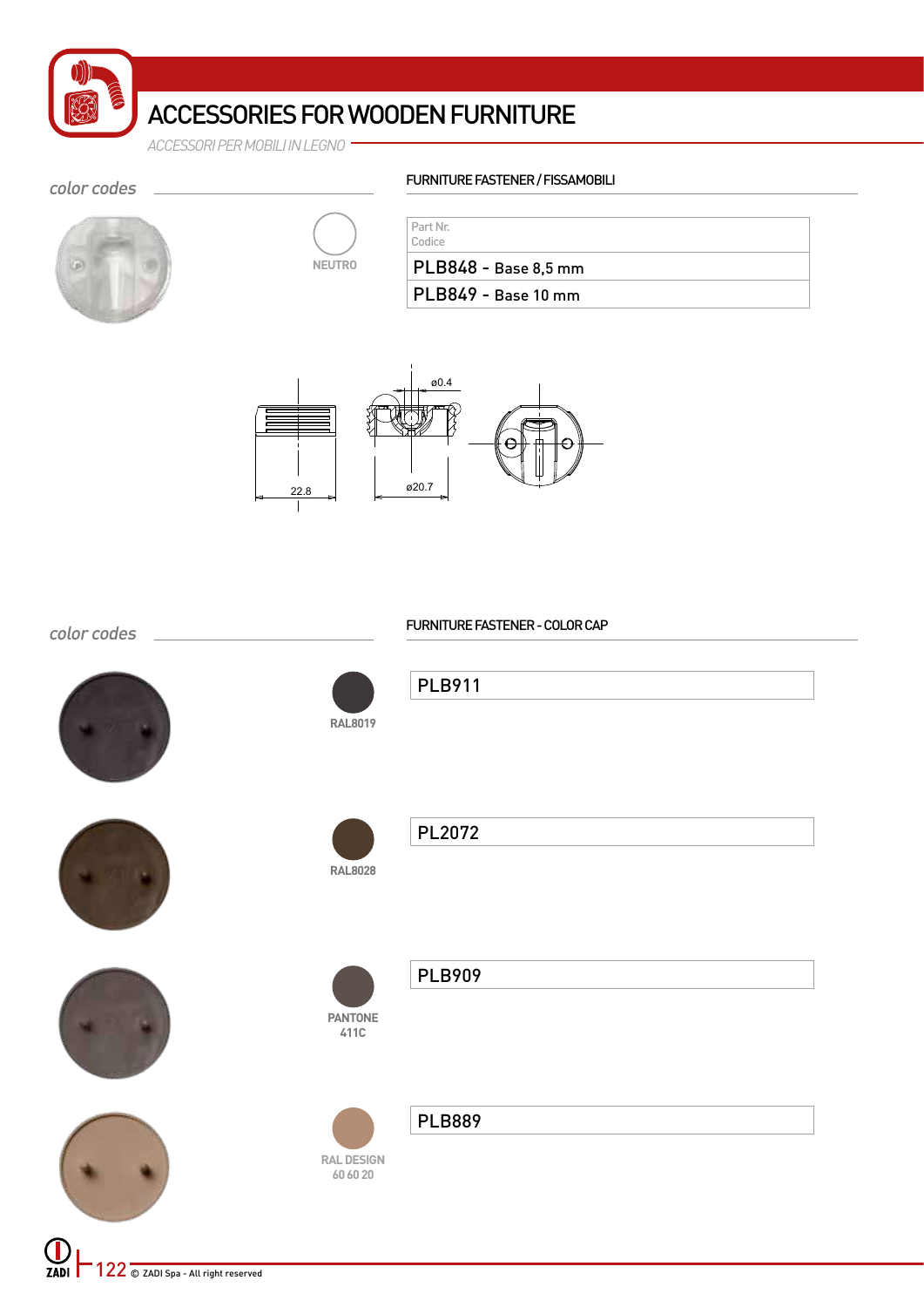# ACCESSORIES FOR WOODEN FURNITURE

*ACCESSORI PER MOBILI IN LEGNO*

*color codes*

## FURNITURE FASTENER / FISSAMOBILI

NEUTRO

| Part Nr. Codice |
|---|
| PLB848 - Base 8,5 mm |
| PLB849 - Base 10 mm |

ø0.4

22.8

ø20.7

*color codes*

## FURNITURE FASTENER - COLOR CAP

RAL8019

| |
|---|
| PLB911 |

RAL8028

| |
|---|
| PL2072 |

PANTONE 411C

| |
|---|
| PLB909 |

RAL DESIGN 60 60 20

| |
|---|
| PLB889 |

© ZADI Spa - All right reserved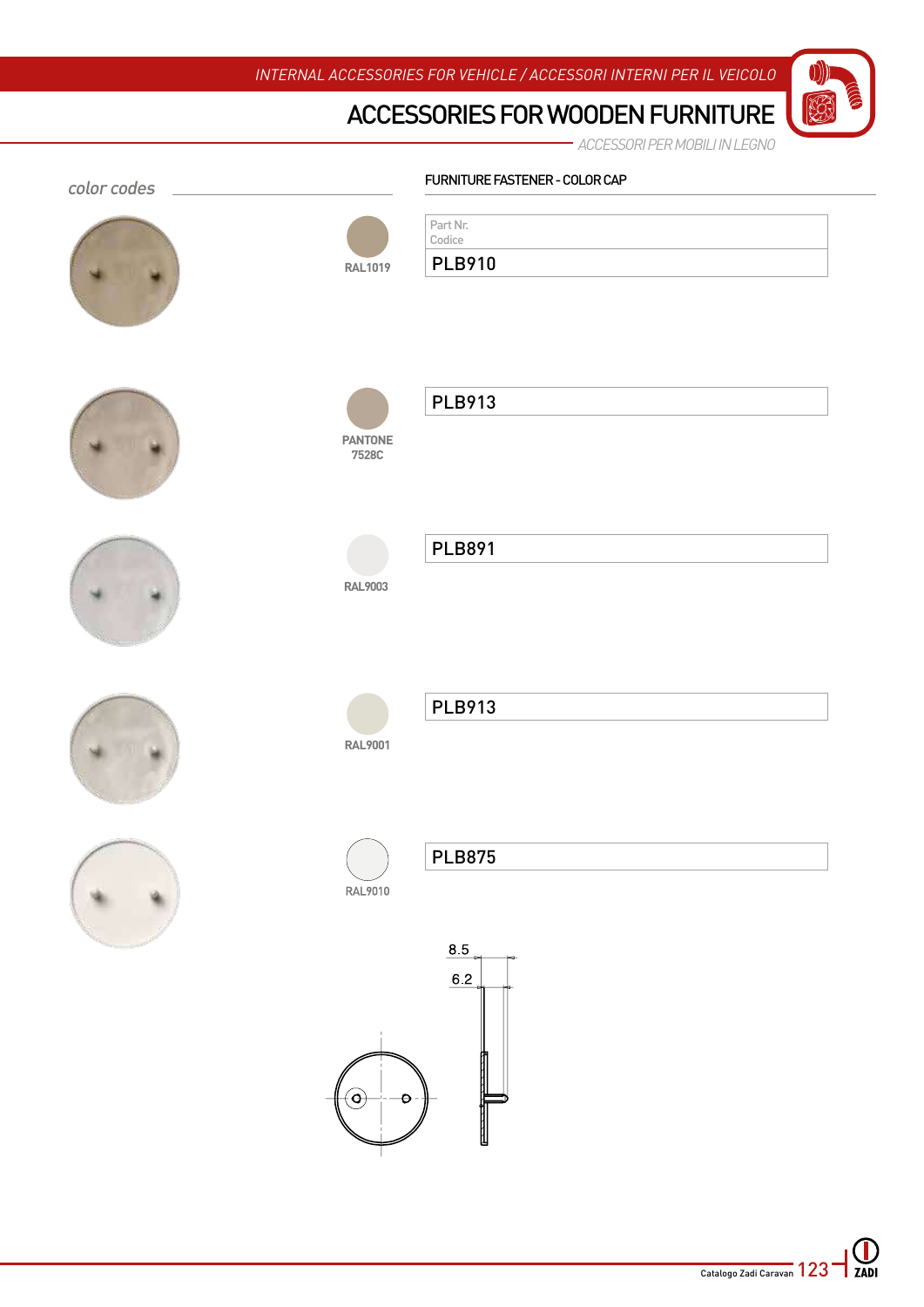# ACCESSORIES FOR WOODEN FURNITURE

*ACCESSORI PER MOBILI IN LEGNO*

*color codes*

## FURNITURE FASTENER - COLOR CAP

| Color | Part Nr. / Codice |
|---|---|
| RAL1019 | PLB910 |
| PANTONE 7528C | PLB913 |
| RAL9003 | PLB891 |
| RAL9001 | PLB913 |
| RAL9010 | PLB875 |

8.5

6.2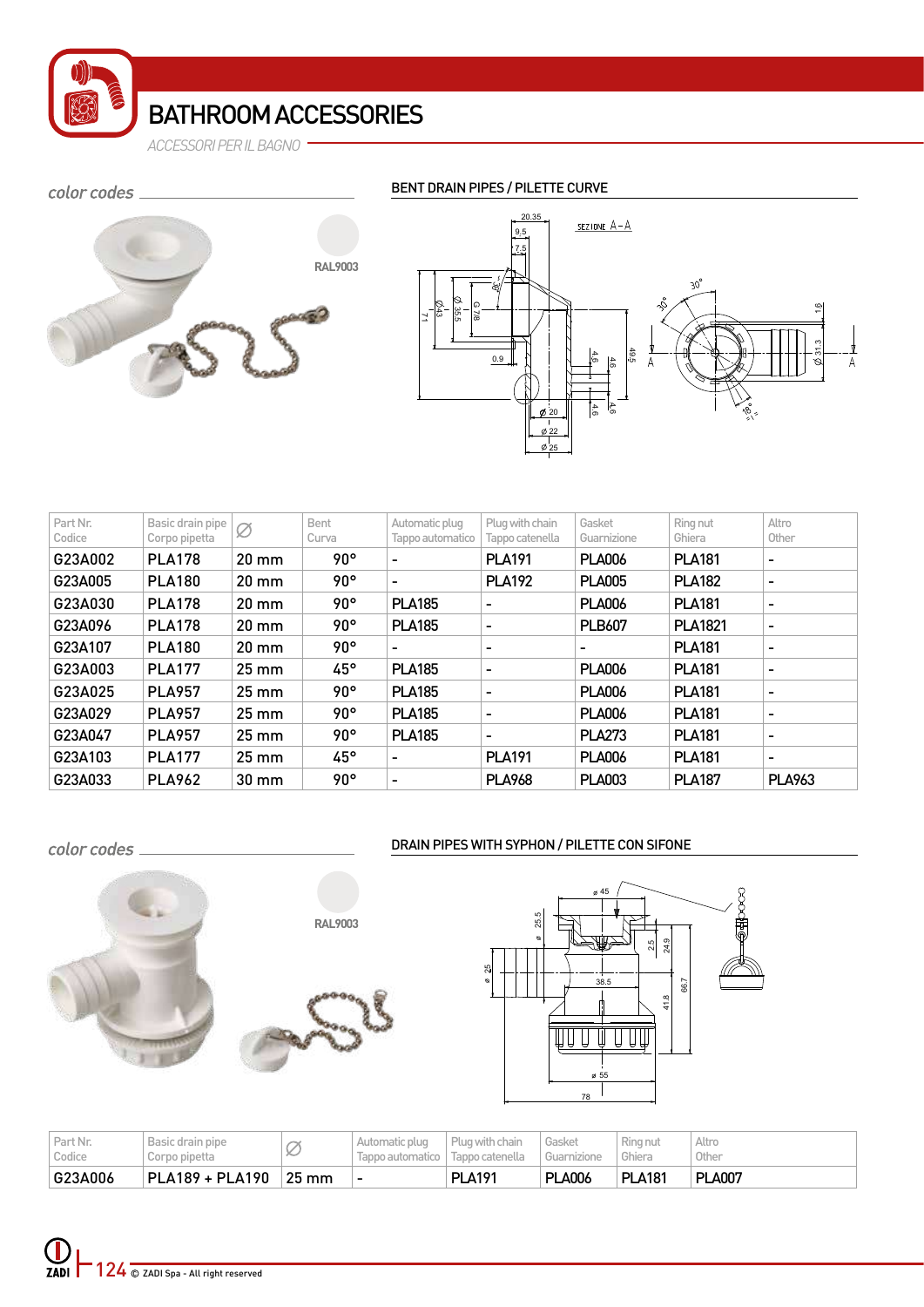# BATHROOM ACCESSORIES

*ACCESSORI PER IL BAGNO*

*color codes*

RAL9003

## BENT DRAIN PIPES / PILETTE CURVE

| Part Nr. Codice | Basic drain pipe Corpo pipetta | ∅ | Bent Curva | Automatic plug Tappo automatico | Plug with chain Tappo catenella | Gasket Guarnizione | Ring nut Ghiera | Altro Other |
|---|---|---|---|---|---|---|---|---|
| G23A002 | PLA178 | 20 mm | 90° | - | PLA191 | PLA006 | PLA181 | - |
| G23A005 | PLA180 | 20 mm | 90° | - | PLA192 | PLA005 | PLA182 | - |
| G23A030 | PLA178 | 20 mm | 90° | PLA185 | - | PLA006 | PLA181 | - |
| G23A096 | PLA178 | 20 mm | 90° | PLA185 | - | PLB607 | PLA1821 | - |
| G23A107 | PLA180 | 20 mm | 90° | - | - | - | PLA181 | - |
| G23A003 | PLA177 | 25 mm | 45° | PLA185 | - | PLA006 | PLA181 | - |
| G23A025 | PLA957 | 25 mm | 90° | PLA185 | - | PLA006 | PLA181 | - |
| G23A029 | PLA957 | 25 mm | 90° | PLA185 | - | PLA006 | PLA181 | - |
| G23A047 | PLA957 | 25 mm | 90° | PLA185 | - | PLA273 | PLA181 | - |
| G23A103 | PLA177 | 25 mm | 45° | - | PLA191 | PLA006 | PLA181 | - |
| G23A033 | PLA962 | 30 mm | 90° | - | PLA968 | PLA003 | PLA187 | PLA963 |

*color codes*

RAL9003

## DRAIN PIPES WITH SYPHON / PILETTE CON SIFONE

| Part Nr. Codice | Basic drain pipe Corpo pipetta | ∅ | Automatic plug Tappo automatico | Plug with chain Tappo catenella | Gasket Guarnizione | Ring nut Ghiera | Altro Other |
|---|---|---|---|---|---|---|---|
| G23A006 | PLA189 + PLA190 | 25 mm | - | PLA191 | PLA006 | PLA181 | PLA007 |

© ZADI Spa - All right reserved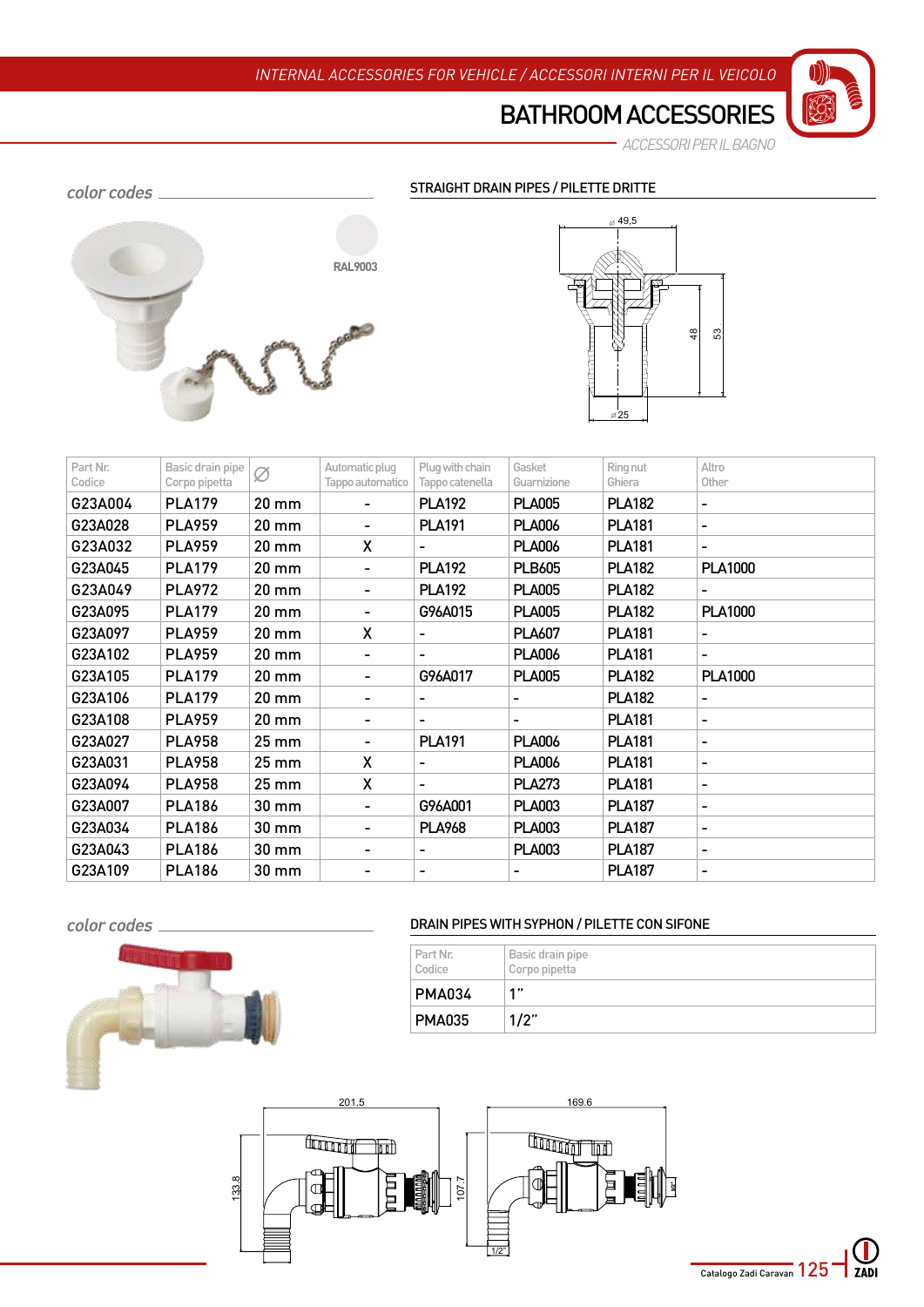# BATHROOM ACCESSORIES

*ACCESSORI PER IL BAGNO*

*color codes*

RAL9003

## STRAIGHT DRAIN PIPES / PILETTE DRITTE

⌀ 49,5

48

53

⌀ 25

| Part Nr. Codice | Basic drain pipe Corpo pipetta | ⌀ | Automatic plug Tappo automatico | Plug with chain Tappo catenella | Gasket Guarnizione | Ring nut Ghiera | Altro Other |
|---|---|---|---|---|---|---|---|
| G23A004 | PLA179 | 20 mm | - | PLA192 | PLA005 | PLA182 | - |
| G23A028 | PLA959 | 20 mm | - | PLA191 | PLA006 | PLA181 | - |
| G23A032 | PLA959 | 20 mm | X | - | PLA006 | PLA181 | - |
| G23A045 | PLA179 | 20 mm | - | PLA192 | PLB605 | PLA182 | PLA1000 |
| G23A049 | PLA972 | 20 mm | - | PLA192 | PLA005 | PLA182 | - |
| G23A095 | PLA179 | 20 mm | - | G96A015 | PLA005 | PLA182 | PLA1000 |
| G23A097 | PLA959 | 20 mm | X | - | PLA607 | PLA181 | - |
| G23A102 | PLA959 | 20 mm | - | - | PLA006 | PLA181 | - |
| G23A105 | PLA179 | 20 mm | - | G96A017 | PLA005 | PLA182 | PLA1000 |
| G23A106 | PLA179 | 20 mm | - | - | - | PLA182 | - |
| G23A108 | PLA959 | 20 mm | - | - | - | PLA181 | - |
| G23A027 | PLA958 | 25 mm | - | PLA191 | PLA006 | PLA181 | - |
| G23A031 | PLA958 | 25 mm | X | - | PLA006 | PLA181 | - |
| G23A094 | PLA958 | 25 mm | X | - | PLA273 | PLA181 | - |
| G23A007 | PLA186 | 30 mm | - | G96A001 | PLA003 | PLA187 | - |
| G23A034 | PLA186 | 30 mm | - | PLA968 | PLA003 | PLA187 | - |
| G23A043 | PLA186 | 30 mm | - | - | PLA003 | PLA187 | - |
| G23A109 | PLA186 | 30 mm | - | - | - | PLA187 | - |

*color codes*

## DRAIN PIPES WITH SYPHON / PILETTE CON SIFONE

| Part Nr. Codice | Basic drain pipe Corpo pipetta |
|---|---|
| PMA034 | 1" |
| PMA035 | 1/2" |

201.5

133.8

107.7

169.6

1/2"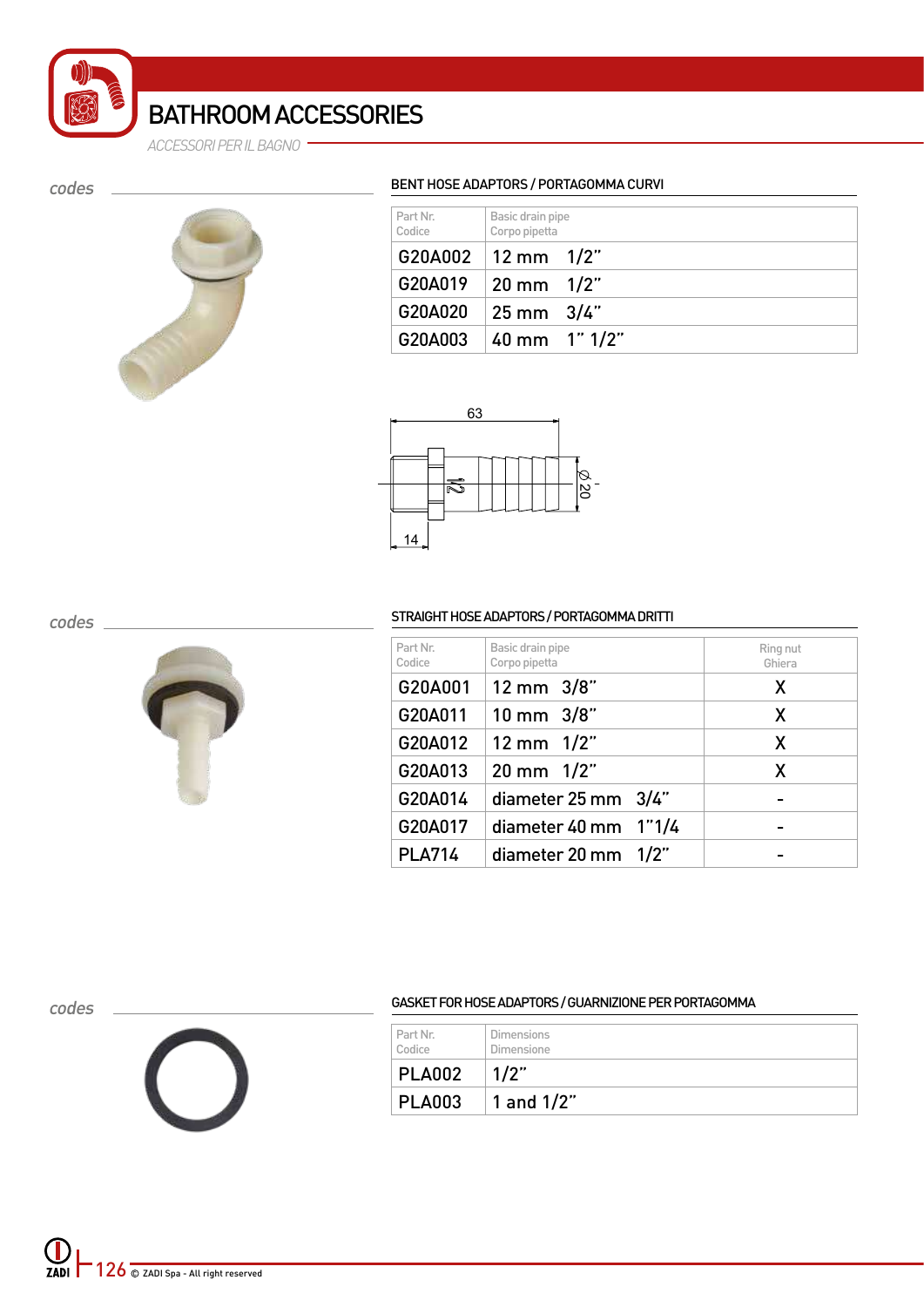# BATHROOM ACCESSORIES

*ACCESSORI PER IL BAGNO*

*codes*

BENT HOSE ADAPTORS / PORTAGOMMA CURVI

| Part Nr. Codice | Basic drain pipe Corpo pipetta |
|---|---|
| G20A002 | 12 mm 1/2" |
| G20A019 | 20 mm 1/2" |
| G20A020 | 25 mm 3/4" |
| G20A003 | 40 mm 1" 1/2" |

63

1/2

Ø 20

14

*codes*

STRAIGHT HOSE ADAPTORS / PORTAGOMMA DRITTI

| Part Nr. Codice | Basic drain pipe Corpo pipetta | Ring nut Ghiera |
|---|---|---|
| G20A001 | 12 mm 3/8" | X |
| G20A011 | 10 mm 3/8" | X |
| G20A012 | 12 mm 1/2" | X |
| G20A013 | 20 mm 1/2" | X |
| G20A014 | diameter 25 mm 3/4" | - |
| G20A017 | diameter 40 mm 1"1/4 | - |
| PLA714 | diameter 20 mm 1/2" | - |

*codes*

GASKET FOR HOSE ADAPTORS / GUARNIZIONE PER PORTAGOMMA

| Part Nr. Codice | Dimensions Dimensione |
|---|---|
| PLA002 | 1/2" |
| PLA003 | 1 and 1/2" |

© ZADI Spa - All right reserved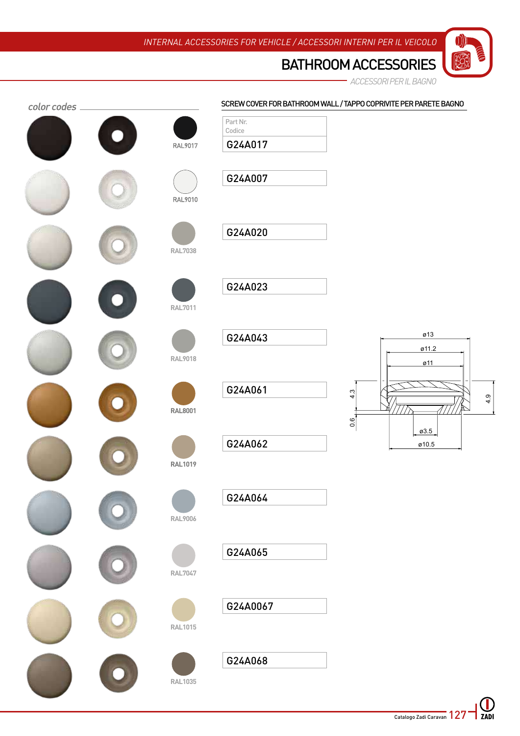INTERNAL ACCESSORIES FOR VEHICLE / ACCESSORI INTERNI PER IL VEICOLO

# BATHROOM ACCESSORIES

*ACCESSORI PER IL BAGNO*

## SCREW COVER FOR BATHROOM WALL / TAPPO COPRIVITE PER PARETE BAGNO

| color codes | Part Nr. / Codice |
|---|---|
| RAL9017 | G24A017 |
| RAL9010 | G24A007 |
| RAL7038 | G24A020 |
| RAL7011 | G24A023 |
| RAL9018 | G24A043 |
| RAL8001 | G24A061 |
| RAL1019 | G24A062 |
| RAL9006 | G24A064 |
| RAL7047 | G24A065 |
| RAL1015 | G24A0067 |
| RAL1035 | G24A068 |

ø13
ø11.2
ø11
4.3
4.9
0.6
ø3.5
ø10.5